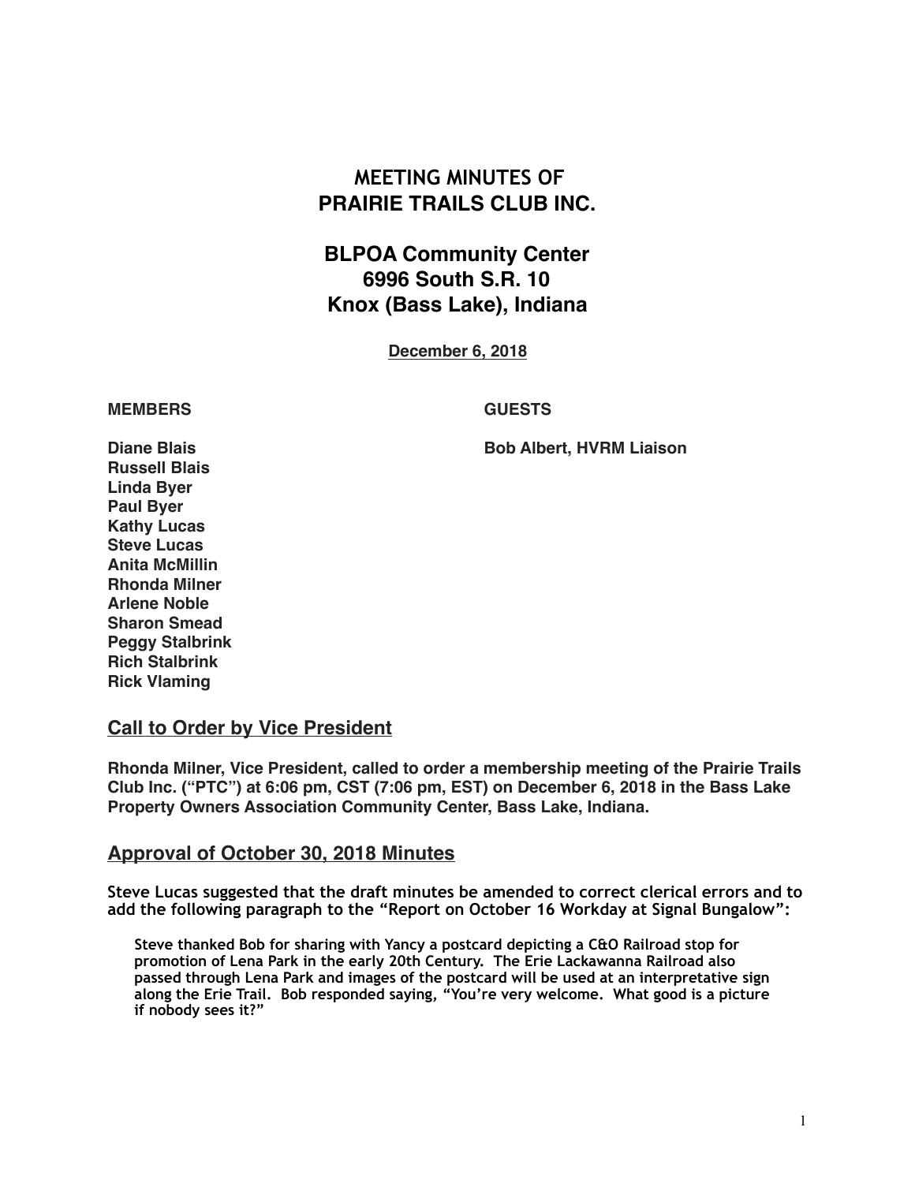# MEETING MINUTES OF
# PRAIRIE TRAILS CLUB INC.

## BLPOA Community Center
## 6996 South S.R. 10
## Knox (Bass Lake), Indiana

**December 6, 2018**

| MEMBERS | GUESTS |
| --- | --- |
| Diane Blais | Bob Albert, HVRM Liaison |
| Russell Blais | |
| Linda Byer | |
| Paul Byer | |
| Kathy Lucas | |
| Steve Lucas | |
| Anita McMillin | |
| Rhonda Milner | |
| Arlene Noble | |
| Sharon Smead | |
| Peggy Stalbrink | |
| Rich Stalbrink | |
| Rick Vlaming | |

## Call to Order by Vice President

**Rhonda Milner, Vice President, called to order a membership meeting of the Prairie Trails Club Inc. ("PTC") at 6:06 pm, CST (7:06 pm, EST) on December 6, 2018 in the Bass Lake Property Owners Association Community Center, Bass Lake, Indiana.**

## Approval of October 30, 2018 Minutes

**Steve Lucas suggested that the draft minutes be amended to correct clerical errors and to add the following paragraph to the "Report on October 16 Workday at Signal Bungalow":**

> **Steve thanked Bob for sharing with Yancy a postcard depicting a C&O Railroad stop for promotion of Lena Park in the early 20th Century. The Erie Lackawanna Railroad also passed through Lena Park and images of the postcard will be used at an interpretative sign along the Erie Trail. Bob responded saying, "You're very welcome. What good is a picture if nobody sees it?"**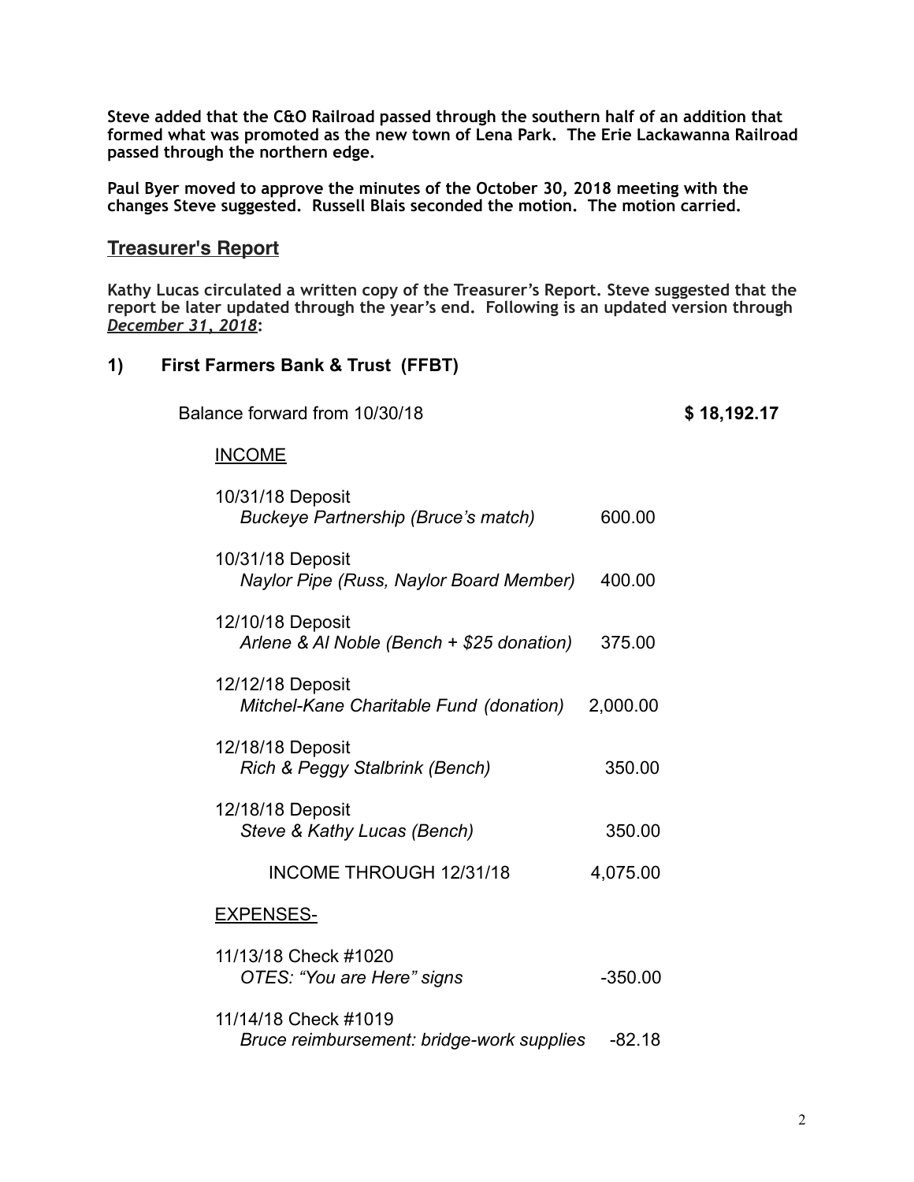**Steve added that the C&O Railroad passed through the southern half of an addition that formed what was promoted as the new town of Lena Park. The Erie Lackawanna Railroad passed through the northern edge.**

**Paul Byer moved to approve the minutes of the October 30, 2018 meeting with the changes Steve suggested. Russell Blais seconded the motion. The motion carried.**

## Treasurer's Report

**Kathy Lucas circulated a written copy of the Treasurer's Report. Steve suggested that the report be later updated through the year's end. Following is an updated version through *December 31, 2018*:**

### 1) First Farmers Bank & Trust (FFBT)

| | | |
|---|---|---|
| Balance forward from 10/30/18 | | **$ 18,192.17** |
| INCOME | | |
| 10/31/18 Deposit<br>*Buckeye Partnership (Bruce's match)* | 600.00 | |
| 10/31/18 Deposit<br>*Naylor Pipe (Russ, Naylor Board Member)* | 400.00 | |
| 12/10/18 Deposit<br>*Arlene & Al Noble (Bench + $25 donation)* | 375.00 | |
| 12/12/18 Deposit<br>*Mitchel-Kane Charitable Fund (donation)* | 2,000.00 | |
| 12/18/18 Deposit<br>*Rich & Peggy Stalbrink (Bench)* | 350.00 | |
| 12/18/18 Deposit<br>*Steve & Kathy Lucas (Bench)* | 350.00 | |
| INCOME THROUGH 12/31/18 | 4,075.00 | |
| EXPENSES- | | |
| 11/13/18 Check #1020<br>*OTES: "You are Here" signs* | -350.00 | |
| 11/14/18 Check #1019<br>*Bruce reimbursement: bridge-work supplies* | -82.18 | |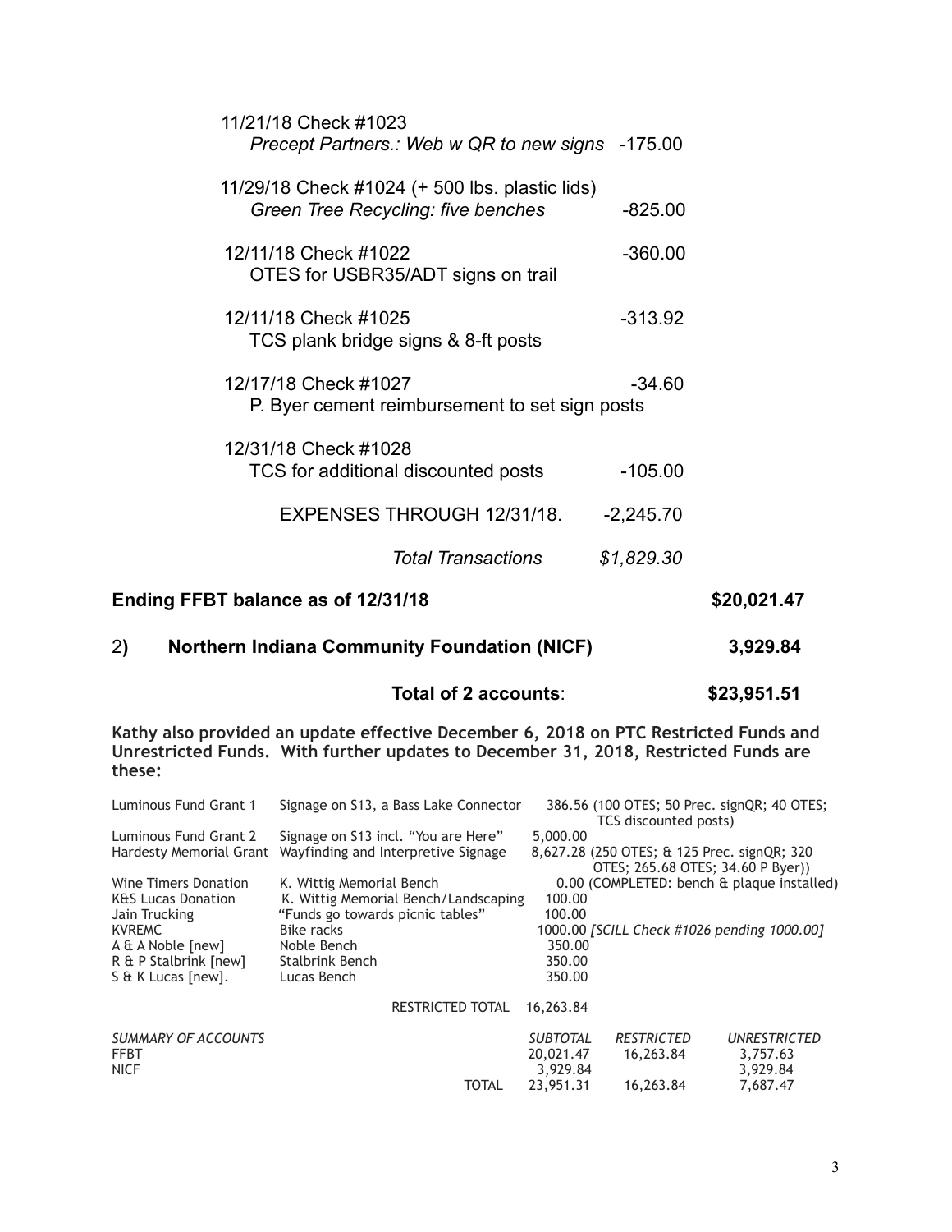11/21/18 Check #1023
*Precept Partners.: Web w QR to new signs* -175.00

11/29/18 Check #1024 (+ 500 lbs. plastic lids)
*Green Tree Recycling: five benches* -825.00

12/11/18 Check #1022 -360.00
OTES for USBR35/ADT signs on trail

12/11/18 Check #1025 -313.92
TCS plank bridge signs & 8-ft posts

12/17/18 Check #1027 -34.60
P. Byer cement reimbursement to set sign posts

12/31/18 Check #1028
TCS for additional discounted posts -105.00

EXPENSES THROUGH 12/31/18. -2,245.70

*Total Transactions* *$1,829.30*

**Ending FFBT balance as of 12/31/18** **$20,021.47**

2**) Northern Indiana Community Foundation (NICF)** **3,929.84**

**Total of 2 accounts**: **$23,951.51**

**Kathy also provided an update effective December 6, 2018 on PTC Restricted Funds and Unrestricted Funds. With further updates to December 31, 2018, Restricted Funds are these:**

| | | | |
|---|---|---|---|
| Luminous Fund Grant 1 | Signage on S13, a Bass Lake Connector | 386.56 | (100 OTES; 50 Prec. signQR; 40 OTES; TCS discounted posts) |
| Luminous Fund Grant 2 | Signage on S13 incl. "You are Here" | 5,000.00 | |
| Hardesty Memorial Grant | Wayfinding and Interpretive Signage | 8,627.28 | (250 OTES; & 125 Prec. signQR; 320 OTES; 265.68 OTES; 34.60 P Byer)) |
| Wine Timers Donation | K. Wittig Memorial Bench | 0.00 | (COMPLETED: bench & plaque installed) |
| K&S Lucas Donation | K. Wittig Memorial Bench/Landscaping | 100.00 | |
| Jain Trucking | "Funds go towards picnic tables" | 100.00 | |
| KVREMC | Bike racks | 1000.00 | *[SCILL Check #1026 pending 1000.00]* |
| A & A Noble [new] | Noble Bench | 350.00 | |
| R & P Stalbrink [new] | Stalbrink Bench | 350.00 | |
| S & K Lucas [new]. | Lucas Bench | 350.00 | |
| | RESTRICTED TOTAL | 16,263.84 | |

| *SUMMARY OF ACCOUNTS* | *SUBTOTAL* | *RESTRICTED* | *UNRESTRICTED* |
|---|---|---|---|
| FFBT | 20,021.47 | 16,263.84 | 3,757.63 |
| NICF | 3,929.84 | | 3,929.84 |
| TOTAL | 23,951.31 | 16,263.84 | 7,687.47 |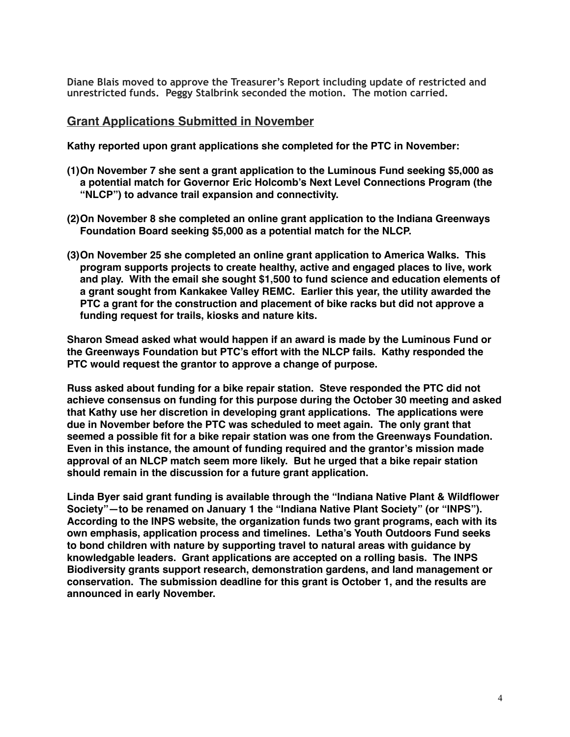Diane Blais moved to approve the Treasurer's Report including update of restricted and unrestricted funds. Peggy Stalbrink seconded the motion. The motion carried.

## Grant Applications Submitted in November

**Kathy reported upon grant applications she completed for the PTC in November:**

**(1) On November 7 she sent a grant application to the Luminous Fund seeking $5,000 as a potential match for Governor Eric Holcomb's Next Level Connections Program (the "NLCP") to advance trail expansion and connectivity.**

**(2) On November 8 she completed an online grant application to the Indiana Greenways Foundation Board seeking $5,000 as a potential match for the NLCP.**

**(3) On November 25 she completed an online grant application to America Walks. This program supports projects to create healthy, active and engaged places to live, work and play. With the email she sought $1,500 to fund science and education elements of a grant sought from Kankakee Valley REMC. Earlier this year, the utility awarded the PTC a grant for the construction and placement of bike racks but did not approve a funding request for trails, kiosks and nature kits.**

**Sharon Smead asked what would happen if an award is made by the Luminous Fund or the Greenways Foundation but PTC's effort with the NLCP fails. Kathy responded the PTC would request the grantor to approve a change of purpose.**

**Russ asked about funding for a bike repair station. Steve responded the PTC did not achieve consensus on funding for this purpose during the October 30 meeting and asked that Kathy use her discretion in developing grant applications. The applications were due in November before the PTC was scheduled to meet again. The only grant that seemed a possible fit for a bike repair station was one from the Greenways Foundation. Even in this instance, the amount of funding required and the grantor's mission made approval of an NLCP match seem more likely. But he urged that a bike repair station should remain in the discussion for a future grant application.**

**Linda Byer said grant funding is available through the "Indiana Native Plant & Wildflower Society"—to be renamed on January 1 the "Indiana Native Plant Society" (or "INPS"). According to the INPS website, the organization funds two grant programs, each with its own emphasis, application process and timelines. Letha's Youth Outdoors Fund seeks to bond children with nature by supporting travel to natural areas with guidance by knowledgable leaders. Grant applications are accepted on a rolling basis. The INPS Biodiversity grants support research, demonstration gardens, and land management or conservation. The submission deadline for this grant is October 1, and the results are announced in early November.**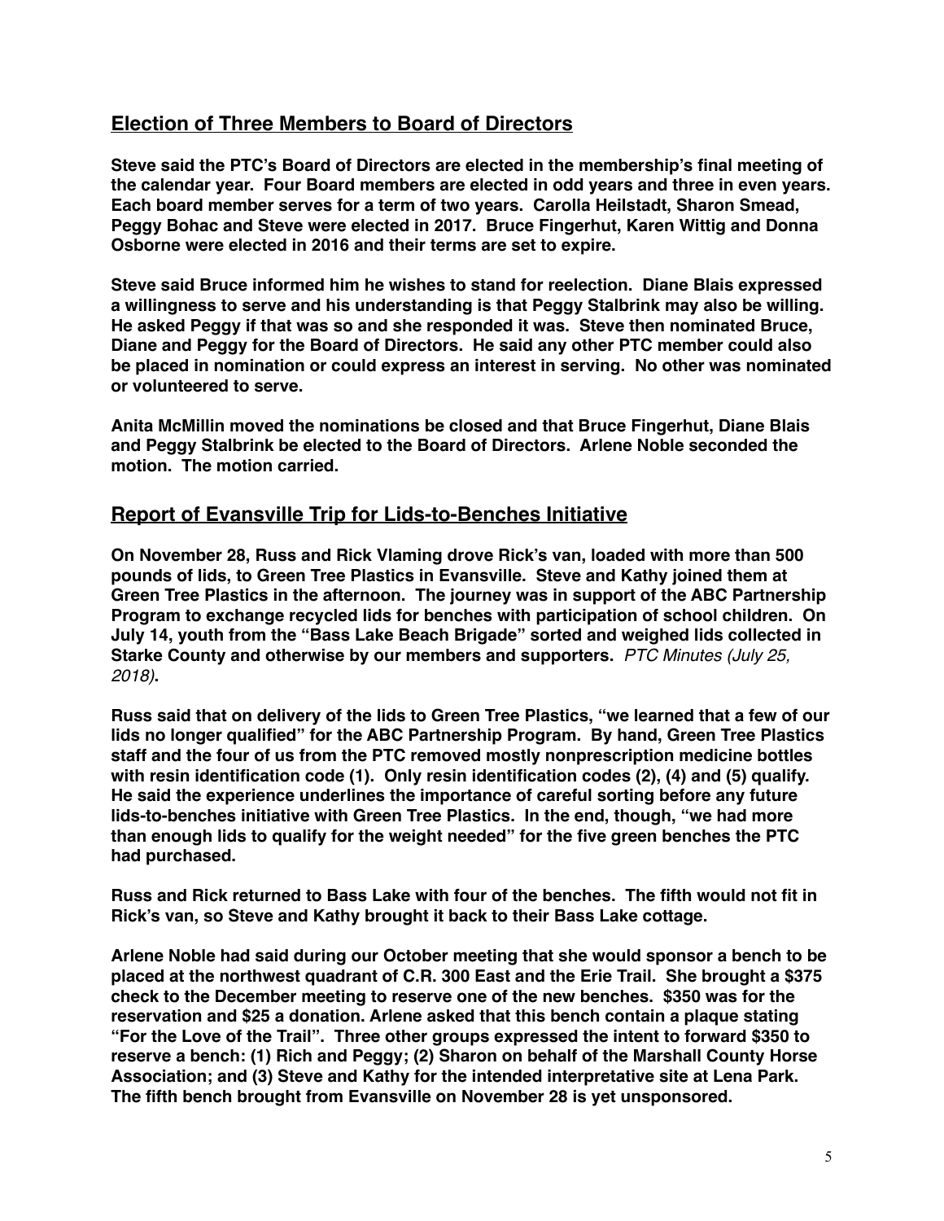## Election of Three Members to Board of Directors

**Steve said the PTC's Board of Directors are elected in the membership's final meeting of the calendar year. Four Board members are elected in odd years and three in even years. Each board member serves for a term of two years. Carolla Heilstadt, Sharon Smead, Peggy Bohac and Steve were elected in 2017. Bruce Fingerhut, Karen Wittig and Donna Osborne were elected in 2016 and their terms are set to expire.**

**Steve said Bruce informed him he wishes to stand for reelection. Diane Blais expressed a willingness to serve and his understanding is that Peggy Stalbrink may also be willing. He asked Peggy if that was so and she responded it was. Steve then nominated Bruce, Diane and Peggy for the Board of Directors. He said any other PTC member could also be placed in nomination or could express an interest in serving. No other was nominated or volunteered to serve.**

**Anita McMillin moved the nominations be closed and that Bruce Fingerhut, Diane Blais and Peggy Stalbrink be elected to the Board of Directors. Arlene Noble seconded the motion. The motion carried.**

## Report of Evansville Trip for Lids-to-Benches Initiative

**On November 28, Russ and Rick Vlaming drove Rick's van, loaded with more than 500 pounds of lids, to Green Tree Plastics in Evansville. Steve and Kathy joined them at Green Tree Plastics in the afternoon. The journey was in support of the ABC Partnership Program to exchange recycled lids for benches with participation of school children. On July 14, youth from the "Bass Lake Beach Brigade" sorted and weighed lids collected in Starke County and otherwise by our members and supporters.** *PTC Minutes (July 25, 2018)***.**

**Russ said that on delivery of the lids to Green Tree Plastics, "we learned that a few of our lids no longer qualified" for the ABC Partnership Program. By hand, Green Tree Plastics staff and the four of us from the PTC removed mostly nonprescription medicine bottles with resin identification code (1). Only resin identification codes (2), (4) and (5) qualify. He said the experience underlines the importance of careful sorting before any future lids-to-benches initiative with Green Tree Plastics. In the end, though, "we had more than enough lids to qualify for the weight needed" for the five green benches the PTC had purchased.**

**Russ and Rick returned to Bass Lake with four of the benches. The fifth would not fit in Rick's van, so Steve and Kathy brought it back to their Bass Lake cottage.**

**Arlene Noble had said during our October meeting that she would sponsor a bench to be placed at the northwest quadrant of C.R. 300 East and the Erie Trail. She brought a $375 check to the December meeting to reserve one of the new benches. $350 was for the reservation and $25 a donation. Arlene asked that this bench contain a plaque stating "For the Love of the Trail". Three other groups expressed the intent to forward $350 to reserve a bench: (1) Rich and Peggy; (2) Sharon on behalf of the Marshall County Horse Association; and (3) Steve and Kathy for the intended interpretative site at Lena Park. The fifth bench brought from Evansville on November 28 is yet unsponsored.**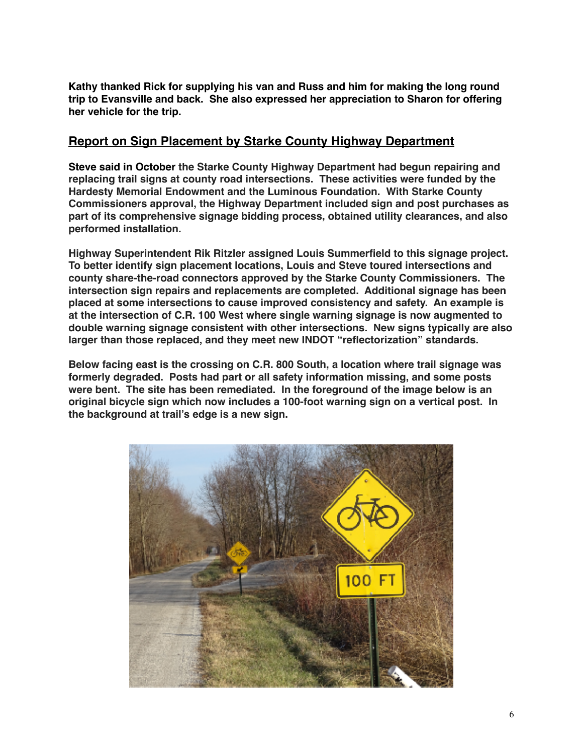**Kathy thanked Rick for supplying his van and Russ and him for making the long round trip to Evansville and back. She also expressed her appreciation to Sharon for offering her vehicle for the trip.**

## Report on Sign Placement by Starke County Highway Department

**Steve said in October the Starke County Highway Department had begun repairing and replacing trail signs at county road intersections. These activities were funded by the Hardesty Memorial Endowment and the Luminous Foundation. With Starke County Commissioners approval, the Highway Department included sign and post purchases as part of its comprehensive signage bidding process, obtained utility clearances, and also performed installation.**

**Highway Superintendent Rik Ritzler assigned Louis Summerfield to this signage project. To better identify sign placement locations, Louis and Steve toured intersections and county share-the-road connectors approved by the Starke County Commissioners. The intersection sign repairs and replacements are completed. Additional signage has been placed at some intersections to cause improved consistency and safety. An example is at the intersection of C.R. 100 West where single warning signage is now augmented to double warning signage consistent with other intersections. New signs typically are also larger than those replaced, and they meet new INDOT "reflectorization" standards.**

**Below facing east is the crossing on C.R. 800 South, a location where trail signage was formerly degraded. Posts had part or all safety information missing, and some posts were bent. The site has been remediated. In the foreground of the image below is an original bicycle sign which now includes a 100-foot warning sign on a vertical post. In the background at trail's edge is a new sign.**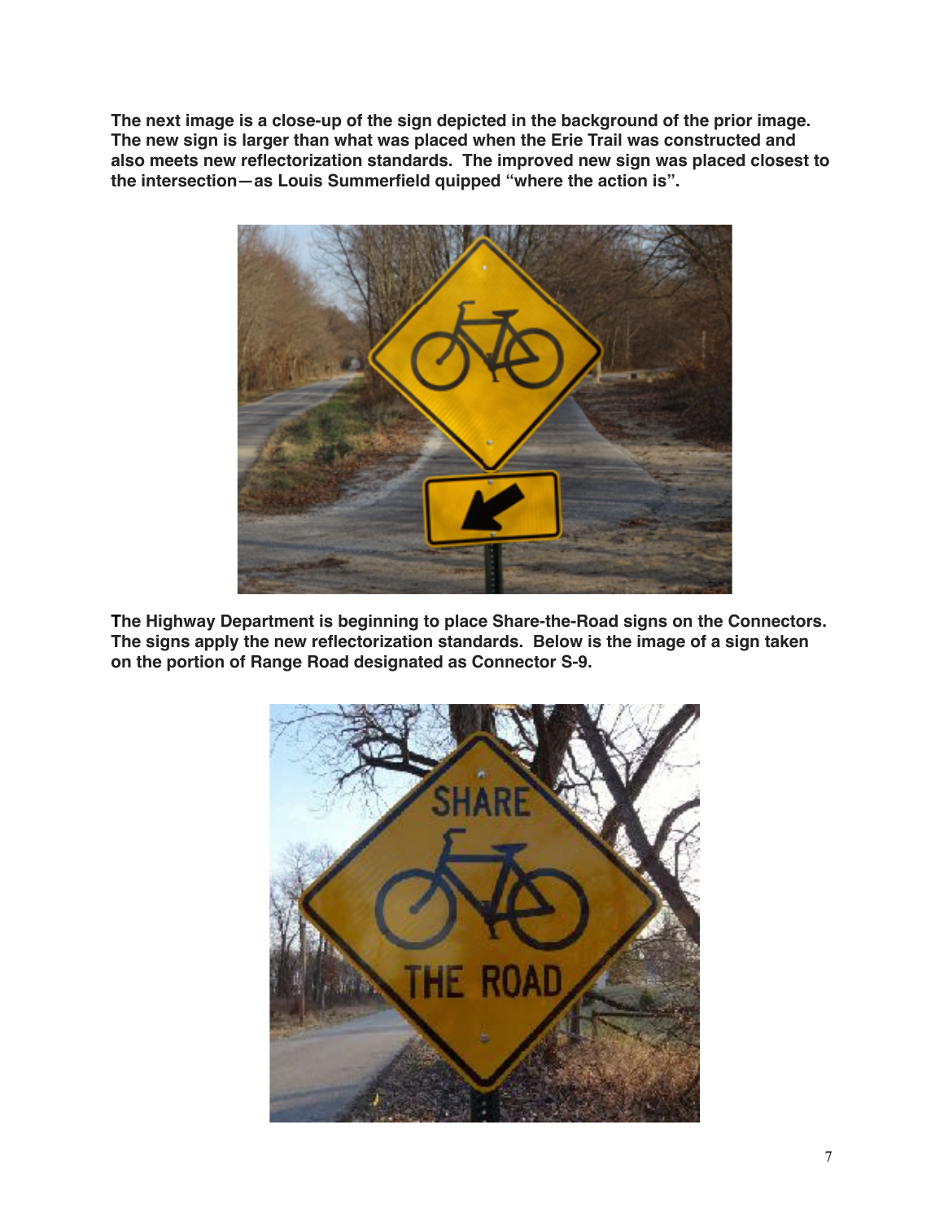**The next image is a close-up of the sign depicted in the background of the prior image. The new sign is larger than what was placed when the Erie Trail was constructed and also meets new reflectorization standards. The improved new sign was placed closest to the intersection—as Louis Summerfield quipped "where the action is".**

**The Highway Department is beginning to place Share-the-Road signs on the Connectors. The signs apply the new reflectorization standards. Below is the image of a sign taken on the portion of Range Road designated as Connector S-9.**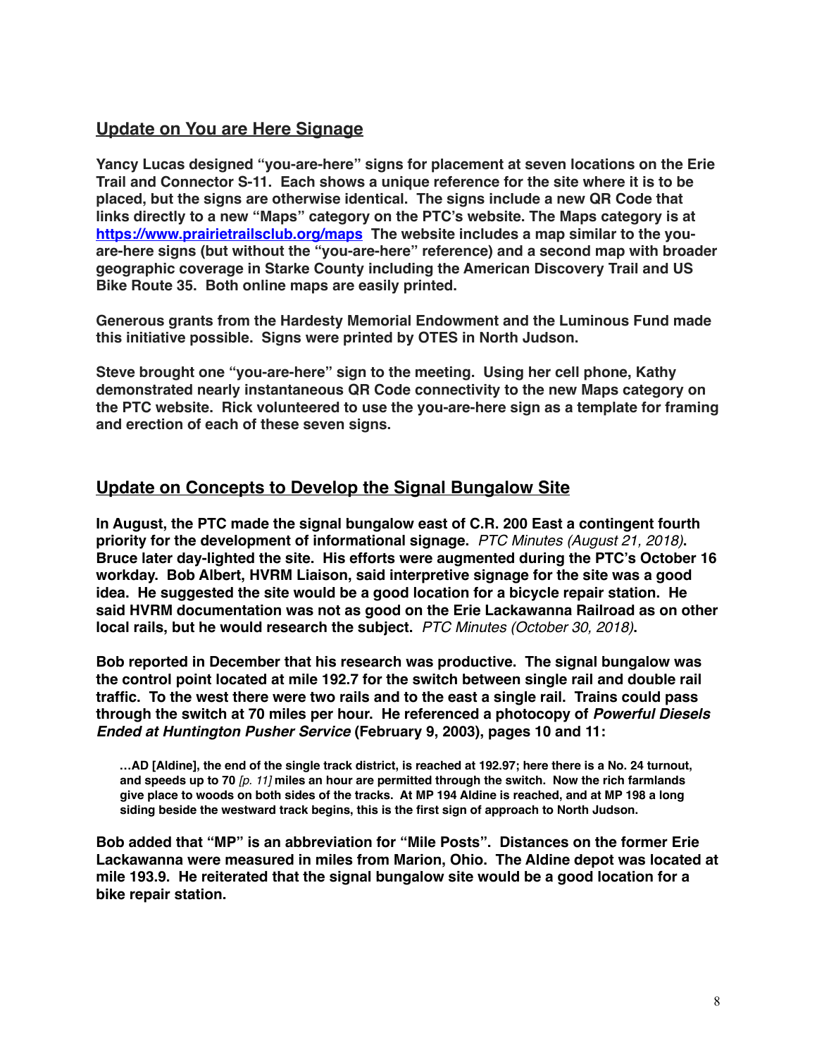## Update on You are Here Signage

**Yancy Lucas designed "you-are-here" signs for placement at seven locations on the Erie Trail and Connector S-11. Each shows a unique reference for the site where it is to be placed, but the signs are otherwise identical. The signs include a new QR Code that links directly to a new "Maps" category on the PTC's website. The Maps category is at [https://www.prairietrailsclub.org/maps](https://www.prairietrailsclub.org/maps) The website includes a map similar to the you-are-here signs (but without the "you-are-here" reference) and a second map with broader geographic coverage in Starke County including the American Discovery Trail and US Bike Route 35. Both online maps are easily printed.**

**Generous grants from the Hardesty Memorial Endowment and the Luminous Fund made this initiative possible. Signs were printed by OTES in North Judson.**

**Steve brought one "you-are-here" sign to the meeting. Using her cell phone, Kathy demonstrated nearly instantaneous QR Code connectivity to the new Maps category on the PTC website. Rick volunteered to use the you-are-here sign as a template for framing and erection of each of these seven signs.**

## Update on Concepts to Develop the Signal Bungalow Site

**In August, the PTC made the signal bungalow east of C.R. 200 East a contingent fourth priority for the development of informational signage.** *PTC Minutes (August 21, 2018)*. **Bruce later day-lighted the site. His efforts were augmented during the PTC's October 16 workday. Bob Albert, HVRM Liaison, said interpretive signage for the site was a good idea. He suggested the site would be a good location for a bicycle repair station. He said HVRM documentation was not as good on the Erie Lackawanna Railroad as on other local rails, but he would research the subject.** *PTC Minutes (October 30, 2018)*.

**Bob reported in December that his research was productive. The signal bungalow was the control point located at mile 192.7 for the switch between single rail and double rail traffic. To the west there were two rails and to the east a single rail. Trains could pass through the switch at 70 miles per hour. He referenced a photocopy of *Powerful Diesels Ended at Huntington Pusher Service* (February 9, 2003), pages 10 and 11:**

> **…AD [Aldine], the end of the single track district, is reached at 192.97; here there is a No. 24 turnout, and speeds up to 70** *[p. 11]* **miles an hour are permitted through the switch. Now the rich farmlands give place to woods on both sides of the tracks. At MP 194 Aldine is reached, and at MP 198 a long siding beside the westward track begins, this is the first sign of approach to North Judson.**

**Bob added that "MP" is an abbreviation for "Mile Posts". Distances on the former Erie Lackawanna were measured in miles from Marion, Ohio. The Aldine depot was located at mile 193.9. He reiterated that the signal bungalow site would be a good location for a bike repair station.**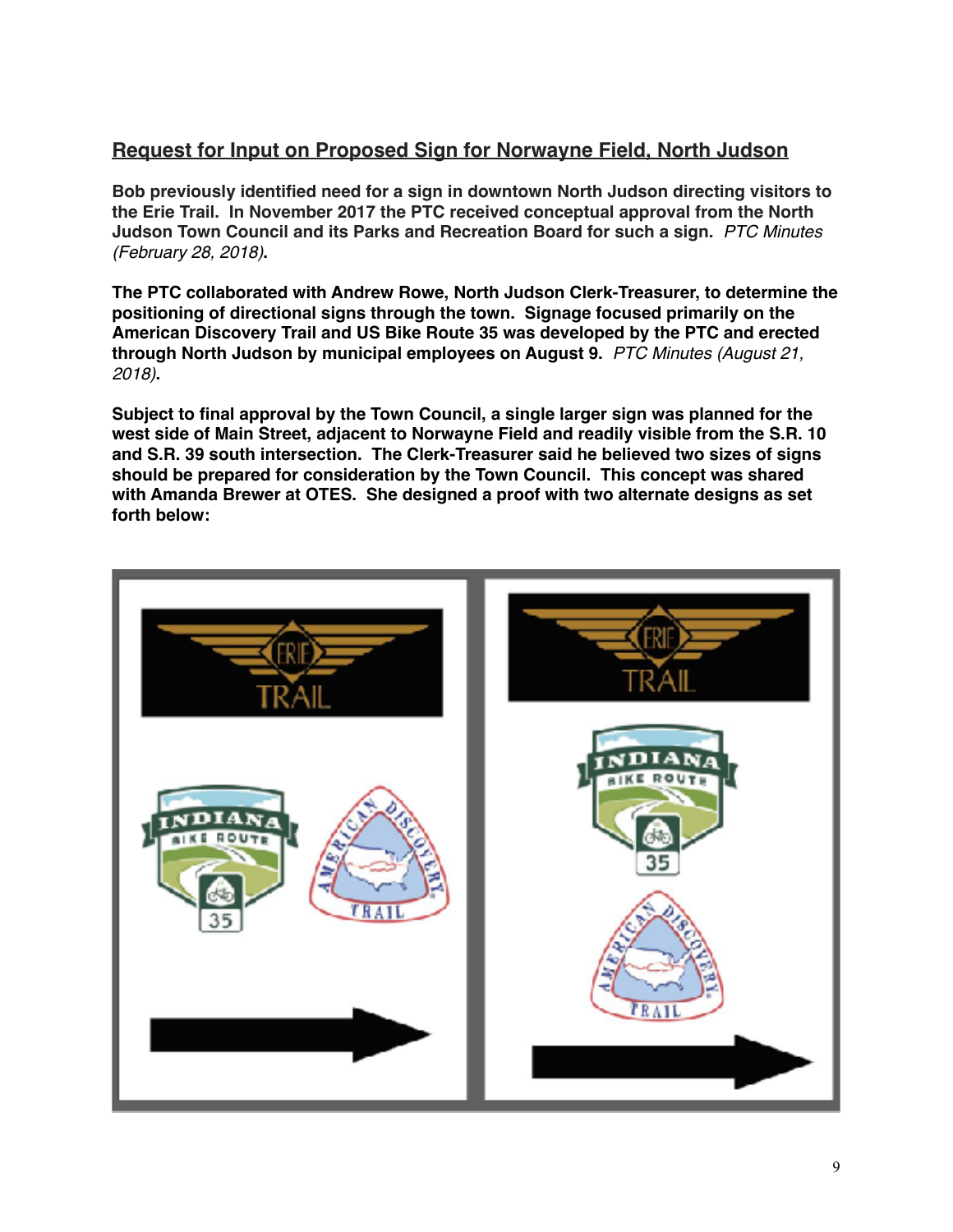## Request for Input on Proposed Sign for Norwayne Field, North Judson

**Bob previously identified need for a sign in downtown North Judson directing visitors to the Erie Trail. In November 2017 the PTC received conceptual approval from the North Judson Town Council and its Parks and Recreation Board for such a sign.** *PTC Minutes (February 28, 2018)***.**

**The PTC collaborated with Andrew Rowe, North Judson Clerk-Treasurer, to determine the positioning of directional signs through the town. Signage focused primarily on the American Discovery Trail and US Bike Route 35 was developed by the PTC and erected through North Judson by municipal employees on August 9.** *PTC Minutes (August 21, 2018)***.**

**Subject to final approval by the Town Council, a single larger sign was planned for the west side of Main Street, adjacent to Norwayne Field and readily visible from the S.R. 10 and S.R. 39 south intersection. The Clerk-Treasurer said he believed two sizes of signs should be prepared for consideration by the Town Council. This concept was shared with Amanda Brewer at OTES. She designed a proof with two alternate designs as set forth below:**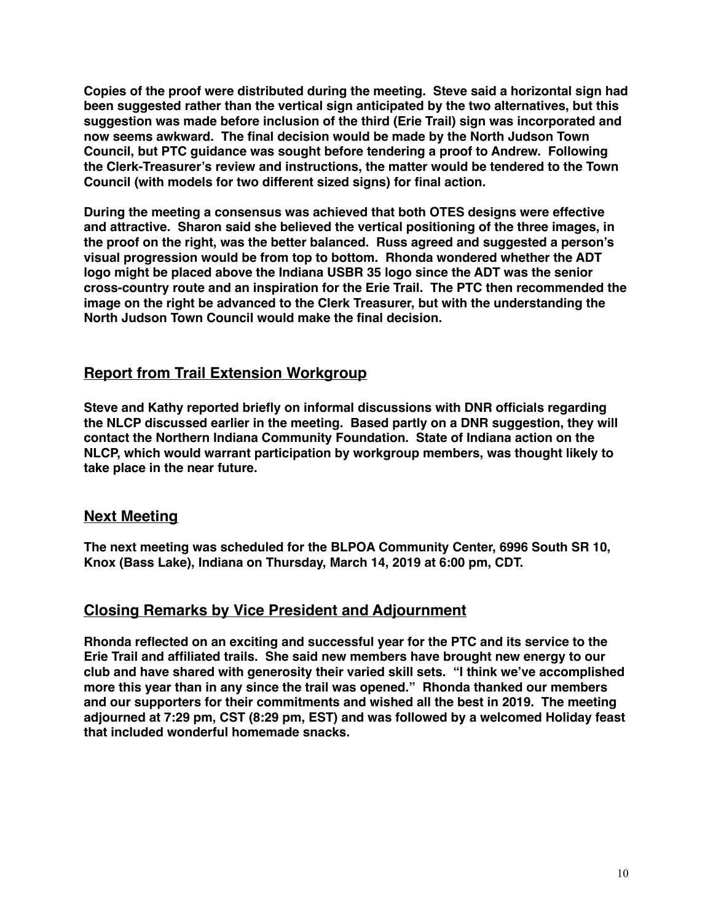**Copies of the proof were distributed during the meeting. Steve said a horizontal sign had been suggested rather than the vertical sign anticipated by the two alternatives, but this suggestion was made before inclusion of the third (Erie Trail) sign was incorporated and now seems awkward. The final decision would be made by the North Judson Town Council, but PTC guidance was sought before tendering a proof to Andrew. Following the Clerk-Treasurer's review and instructions, the matter would be tendered to the Town Council (with models for two different sized signs) for final action.**

**During the meeting a consensus was achieved that both OTES designs were effective and attractive. Sharon said she believed the vertical positioning of the three images, in the proof on the right, was the better balanced. Russ agreed and suggested a person's visual progression would be from top to bottom. Rhonda wondered whether the ADT logo might be placed above the Indiana USBR 35 logo since the ADT was the senior cross-country route and an inspiration for the Erie Trail. The PTC then recommended the image on the right be advanced to the Clerk Treasurer, but with the understanding the North Judson Town Council would make the final decision.**

## Report from Trail Extension Workgroup

**Steve and Kathy reported briefly on informal discussions with DNR officials regarding the NLCP discussed earlier in the meeting. Based partly on a DNR suggestion, they will contact the Northern Indiana Community Foundation. State of Indiana action on the NLCP, which would warrant participation by workgroup members, was thought likely to take place in the near future.**

## Next Meeting

**The next meeting was scheduled for the BLPOA Community Center, 6996 South SR 10, Knox (Bass Lake), Indiana on Thursday, March 14, 2019 at 6:00 pm, CDT.**

## Closing Remarks by Vice President and Adjournment

**Rhonda reflected on an exciting and successful year for the PTC and its service to the Erie Trail and affiliated trails. She said new members have brought new energy to our club and have shared with generosity their varied skill sets. "I think we've accomplished more this year than in any since the trail was opened." Rhonda thanked our members and our supporters for their commitments and wished all the best in 2019. The meeting adjourned at 7:29 pm, CST (8:29 pm, EST) and was followed by a welcomed Holiday feast that included wonderful homemade snacks.**